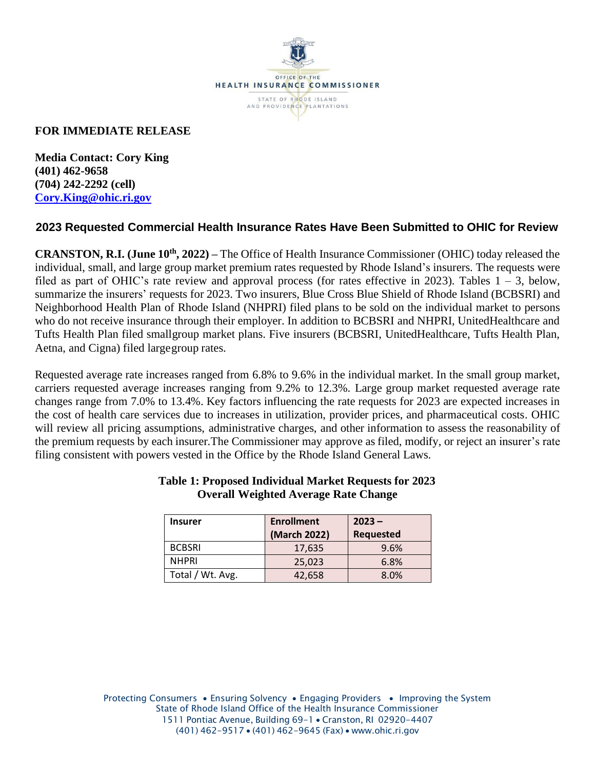OFFICE OF THE
HEALTH INSURANCE COMMISSIONER
STATE OF RHODE ISLAND
AND PROVIDENCE PLANTATIONS

**FOR IMMEDIATE RELEASE**

**Media Contact: Cory King**
**(401) 462-9658**
**(704) 242-2292 (cell)**
**Cory.King@ohic.ri.gov**

## 2023 Requested Commercial Health Insurance Rates Have Been Submitted to OHIC for Review

**CRANSTON, R.I. (June 10th, 2022) –** The Office of Health Insurance Commissioner (OHIC) today released the individual, small, and large group market premium rates requested by Rhode Island's insurers. The requests were filed as part of OHIC's rate review and approval process (for rates effective in 2023). Tables 1 – 3, below, summarize the insurers' requests for 2023. Two insurers, Blue Cross Blue Shield of Rhode Island (BCBSRI) and Neighborhood Health Plan of Rhode Island (NHPRI) filed plans to be sold on the individual market to persons who do not receive insurance through their employer. In addition to BCBSRI and NHPRI, UnitedHealthcare and Tufts Health Plan filed smallgroup market plans. Five insurers (BCBSRI, UnitedHealthcare, Tufts Health Plan, Aetna, and Cigna) filed largegroup rates.

Requested average rate increases ranged from 6.8% to 9.6% in the individual market. In the small group market, carriers requested average increases ranging from 9.2% to 12.3%. Large group market requested average rate changes range from 7.0% to 13.4%. Key factors influencing the rate requests for 2023 are expected increases in the cost of health care services due to increases in utilization, provider prices, and pharmaceutical costs. OHIC will review all pricing assumptions, administrative charges, and other information to assess the reasonability of the premium requests by each insurer.The Commissioner may approve as filed, modify, or reject an insurer's rate filing consistent with powers vested in the Office by the Rhode Island General Laws.

**Table 1: Proposed Individual Market Requests for 2023**
**Overall Weighted Average Rate Change**

| Insurer | Enrollment (March 2022) | 2023 – Requested |
|---|---|---|
| BCBSRI | 17,635 | 9.6% |
| NHPRI | 25,023 | 6.8% |
| Total / Wt. Avg. | 42,658 | 8.0% |

Protecting Consumers • Ensuring Solvency • Engaging Providers • Improving the System
State of Rhode Island Office of the Health Insurance Commissioner
1511 Pontiac Avenue, Building 69-1 • Cranston, RI 02920-4407
(401) 462-9517 • (401) 462-9645 (Fax) • www.ohic.ri.gov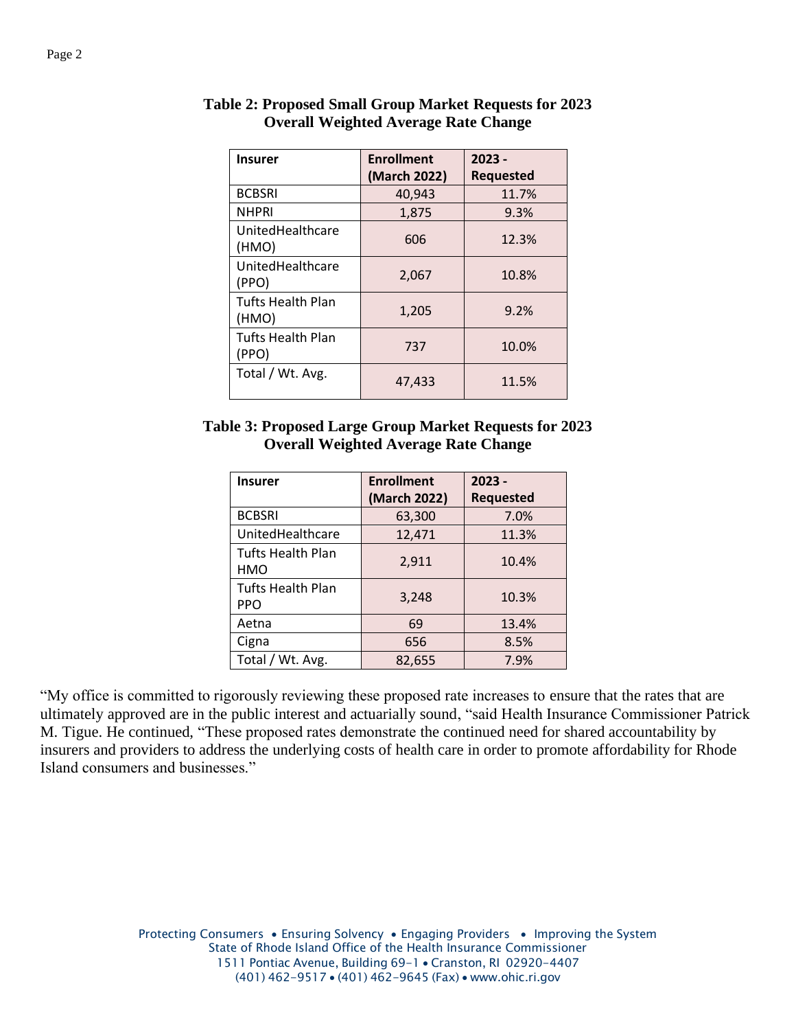**Table 2: Proposed Small Group Market Requests for 2023 Overall Weighted Average Rate Change**

| Insurer | Enrollment (March 2022) | 2023 - Requested |
|---|---|---|
| BCBSRI | 40,943 | 11.7% |
| NHPRI | 1,875 | 9.3% |
| UnitedHealthcare (HMO) | 606 | 12.3% |
| UnitedHealthcare (PPO) | 2,067 | 10.8% |
| Tufts Health Plan (HMO) | 1,205 | 9.2% |
| Tufts Health Plan (PPO) | 737 | 10.0% |
| Total / Wt. Avg. | 47,433 | 11.5% |

**Table 3: Proposed Large Group Market Requests for 2023 Overall Weighted Average Rate Change**

| Insurer | Enrollment (March 2022) | 2023 - Requested |
|---|---|---|
| BCBSRI | 63,300 | 7.0% |
| UnitedHealthcare | 12,471 | 11.3% |
| Tufts Health Plan HMO | 2,911 | 10.4% |
| Tufts Health Plan PPO | 3,248 | 10.3% |
| Aetna | 69 | 13.4% |
| Cigna | 656 | 8.5% |
| Total / Wt. Avg. | 82,655 | 7.9% |

"My office is committed to rigorously reviewing these proposed rate increases to ensure that the rates that are ultimately approved are in the public interest and actuarially sound, "said Health Insurance Commissioner Patrick M. Tigue. He continued, "These proposed rates demonstrate the continued need for shared accountability by insurers and providers to address the underlying costs of health care in order to promote affordability for Rhode Island consumers and businesses."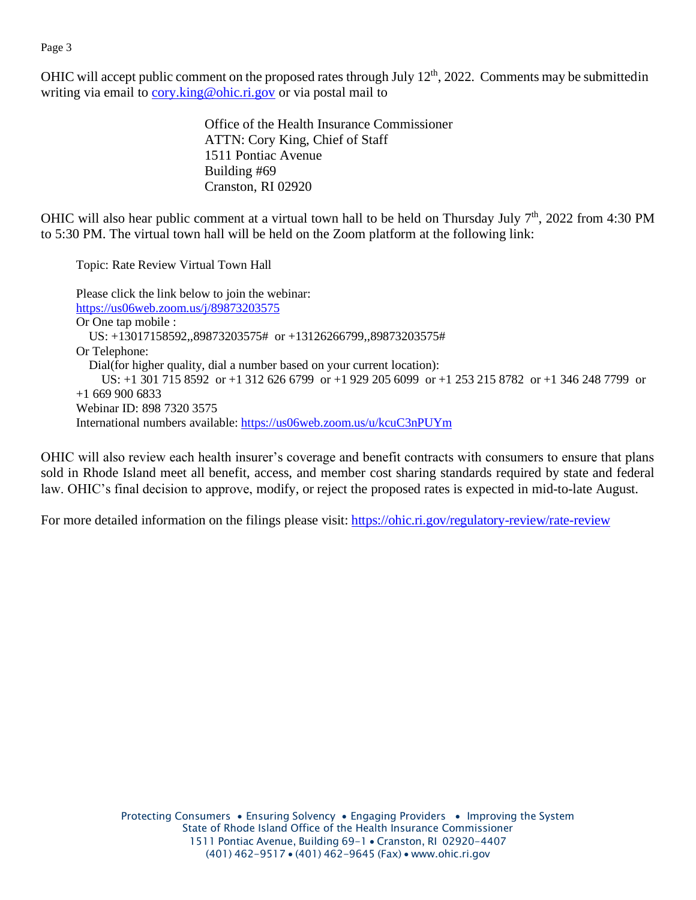OHIC will accept public comment on the proposed rates through July 12th, 2022. Comments may be submittedin writing via email to cory.king@ohic.ri.gov or via postal mail to

Office of the Health Insurance Commissioner
ATTN: Cory King, Chief of Staff
1511 Pontiac Avenue
Building #69
Cranston, RI 02920

OHIC will also hear public comment at a virtual town hall to be held on Thursday July 7th, 2022 from 4:30 PM to 5:30 PM. The virtual town hall will be held on the Zoom platform at the following link:

Topic: Rate Review Virtual Town Hall

Please click the link below to join the webinar:
https://us06web.zoom.us/j/89873203575
Or One tap mobile :
US: +13017158592,,89873203575# or +13126266799,,89873203575#
Or Telephone:
Dial(for higher quality, dial a number based on your current location):
US: +1 301 715 8592 or +1 312 626 6799 or +1 929 205 6099 or +1 253 215 8782 or +1 346 248 7799 or +1 669 900 6833
Webinar ID: 898 7320 3575
International numbers available: https://us06web.zoom.us/u/kcuC3nPUYm

OHIC will also review each health insurer's coverage and benefit contracts with consumers to ensure that plans sold in Rhode Island meet all benefit, access, and member cost sharing standards required by state and federal law. OHIC's final decision to approve, modify, or reject the proposed rates is expected in mid-to-late August.

For more detailed information on the filings please visit: https://ohic.ri.gov/regulatory-review/rate-review